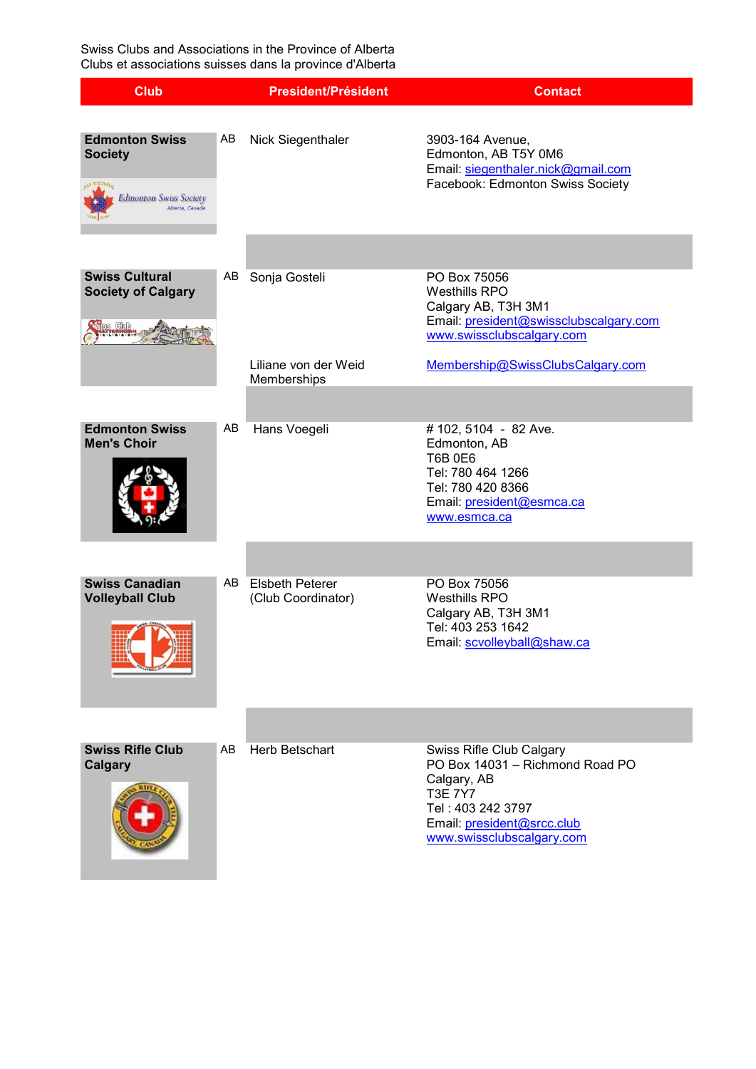Swiss Clubs and Associations in the Province of Alberta
Clubs et associations suisses dans la province d'Alberta

| Club | | President/Président | Contact |
|---|---|---|---|
| **Edmonton Swiss Society** | AB | Nick Siegenthaler | 3903-164 Avenue,<br>Edmonton, AB T5Y 0M6<br>Email: siegenthaler.nick@gmail.com<br>Facebook: Edmonton Swiss Society |
| **Swiss Cultural Society of Calgary** | AB | Sonja Gosteli | PO Box 75056<br>Westhills RPO<br>Calgary AB, T3H 3M1<br>Email: president@swissclubscalgary.com<br>www.swissclubscalgary.com |
| | | Liliane von der Weid<br>Memberships | Membership@SwissClubsCalgary.com |
| **Edmonton Swiss Men's Choir** | AB | Hans Voegeli | # 102, 5104 - 82 Ave.<br>Edmonton, AB<br>T6B 0E6<br>Tel: 780 464 1266<br>Tel: 780 420 8366<br>Email: president@esmca.ca<br>www.esmca.ca |
| **Swiss Canadian Volleyball Club** | AB | Elsbeth Peterer<br>(Club Coordinator) | PO Box 75056<br>Westhills RPO<br>Calgary AB, T3H 3M1<br>Tel: 403 253 1642<br>Email: scvolleyball@shaw.ca |
| **Swiss Rifle Club Calgary** | AB | Herb Betschart | Swiss Rifle Club Calgary<br>PO Box 14031 – Richmond Road PO<br>Calgary, AB<br>T3E 7Y7<br>Tel : 403 242 3797<br>Email: president@srcc.club<br>www.swissclubscalgary.com |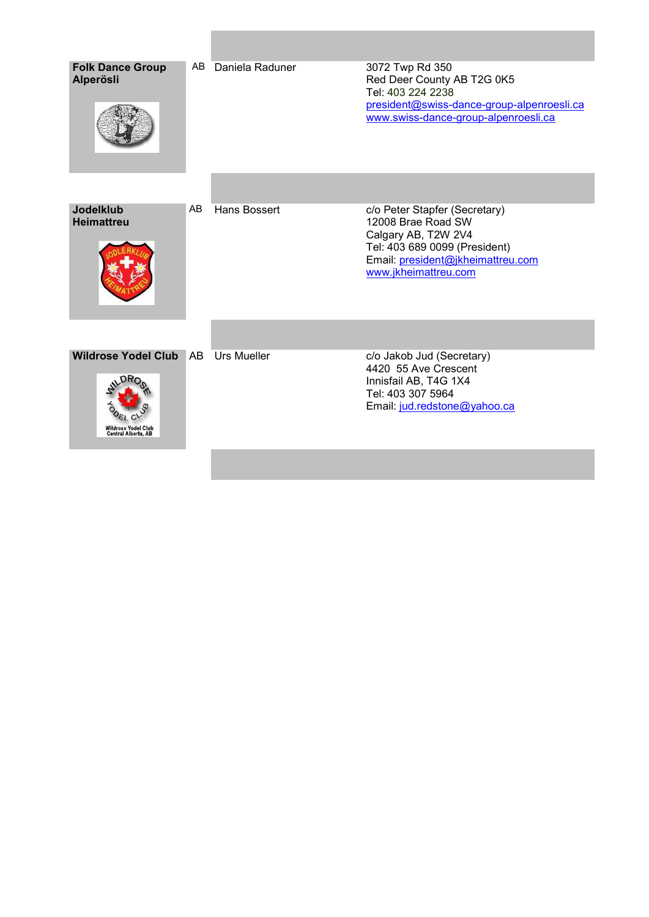| | | | |
|---|---|---|---|
| **Folk Dance Group Alperösli** | AB | Daniela Raduner | 3072 Twp Rd 350<br>Red Deer County AB T2G 0K5<br>Tel: 403 224 2238<br>president@swiss-dance-group-alpenroesli.ca<br>www.swiss-dance-group-alpenroesli.ca |
| **Jodelklub Heimattreu** | AB | Hans Bossert | c/o Peter Stapfer (Secretary)<br>12008 Brae Road SW<br>Calgary AB, T2W 2V4<br>Tel: 403 689 0099 (President)<br>Email: president@jkheimattreu.com<br>www.jkheimattreu.com |
| **Wildrose Yodel Club** | AB | Urs Mueller | c/o Jakob Jud (Secretary)<br>4420 55 Ave Crescent<br>Innisfail AB, T4G 1X4<br>Tel: 403 307 5964<br>Email: jud.redstone@yahoo.ca |